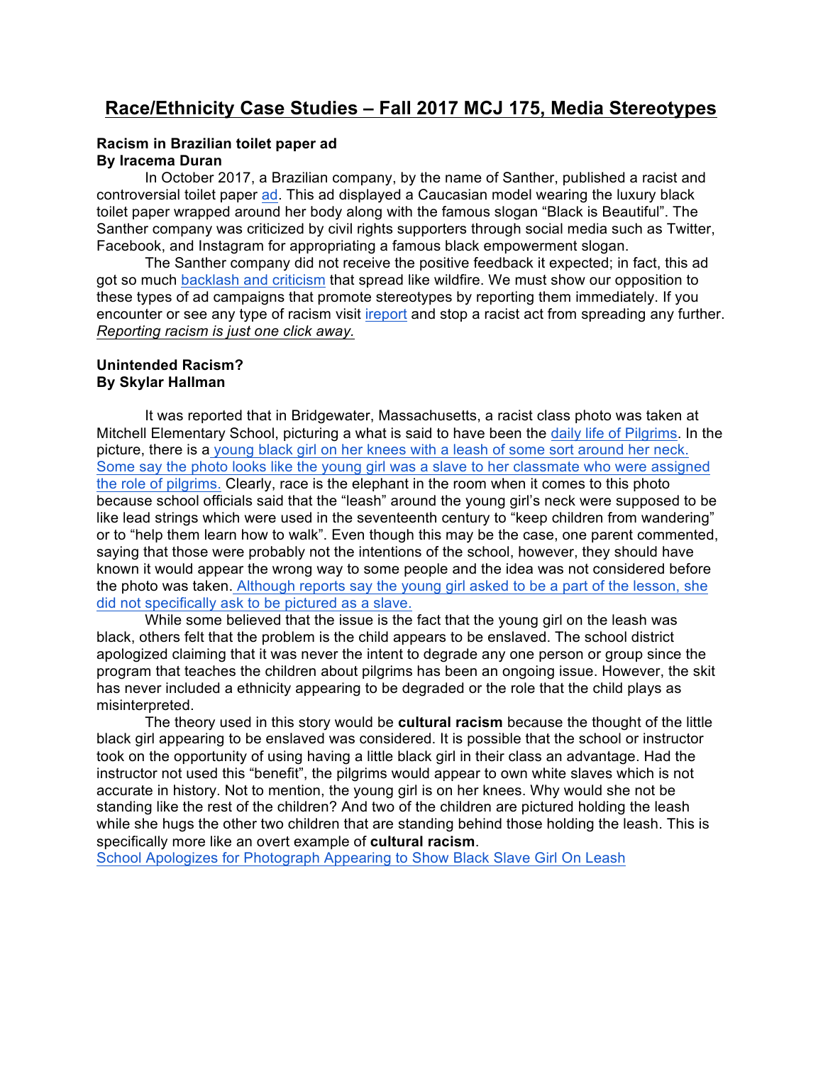# Race/Ethnicity Case Studies – Fall 2017 MCJ 175, Media Stereotypes

**Racism in Brazilian toilet paper ad**
**By Iracema Duran**

In October 2017, a Brazilian company, by the name of Santher, published a racist and controversial toilet paper ad. This ad displayed a Caucasian model wearing the luxury black toilet paper wrapped around her body along with the famous slogan "Black is Beautiful". The Santher company was criticized by civil rights supporters through social media such as Twitter, Facebook, and Instagram for appropriating a famous black empowerment slogan.

The Santher company did not receive the positive feedback it expected; in fact, this ad got so much backlash and criticism that spread like wildfire. We must show our opposition to these types of ad campaigns that promote stereotypes by reporting them immediately. If you encounter or see any type of racism visit ireport and stop a racist act from spreading any further. *Reporting racism is just one click away.*

**Unintended Racism?**
**By Skylar Hallman**

It was reported that in Bridgewater, Massachusetts, a racist class photo was taken at Mitchell Elementary School, picturing a what is said to have been the daily life of Pilgrims. In the picture, there is a young black girl on her knees with a leash of some sort around her neck. Some say the photo looks like the young girl was a slave to her classmate who were assigned the role of pilgrims. Clearly, race is the elephant in the room when it comes to this photo because school officials said that the "leash" around the young girl's neck were supposed to be like lead strings which were used in the seventeenth century to "keep children from wandering" or to "help them learn how to walk". Even though this may be the case, one parent commented, saying that those were probably not the intentions of the school, however, they should have known it would appear the wrong way to some people and the idea was not considered before the photo was taken. Although reports say the young girl asked to be a part of the lesson, she did not specifically ask to be pictured as a slave.

While some believed that the issue is the fact that the young girl on the leash was black, others felt that the problem is the child appears to be enslaved. The school district apologized claiming that it was never the intent to degrade any one person or group since the program that teaches the children about pilgrims has been an ongoing issue. However, the skit has never included a ethnicity appearing to be degraded or the role that the child plays as misinterpreted.

The theory used in this story would be **cultural racism** because the thought of the little black girl appearing to be enslaved was considered. It is possible that the school or instructor took on the opportunity of using having a little black girl in their class an advantage. Had the instructor not used this "benefit", the pilgrims would appear to own white slaves which is not accurate in history. Not to mention, the young girl is on her knees. Why would she not be standing like the rest of the children? And two of the children are pictured holding the leash while she hugs the other two children that are standing behind those holding the leash. This is specifically more like an overt example of **cultural racism**.

School Apologizes for Photograph Appearing to Show Black Slave Girl On Leash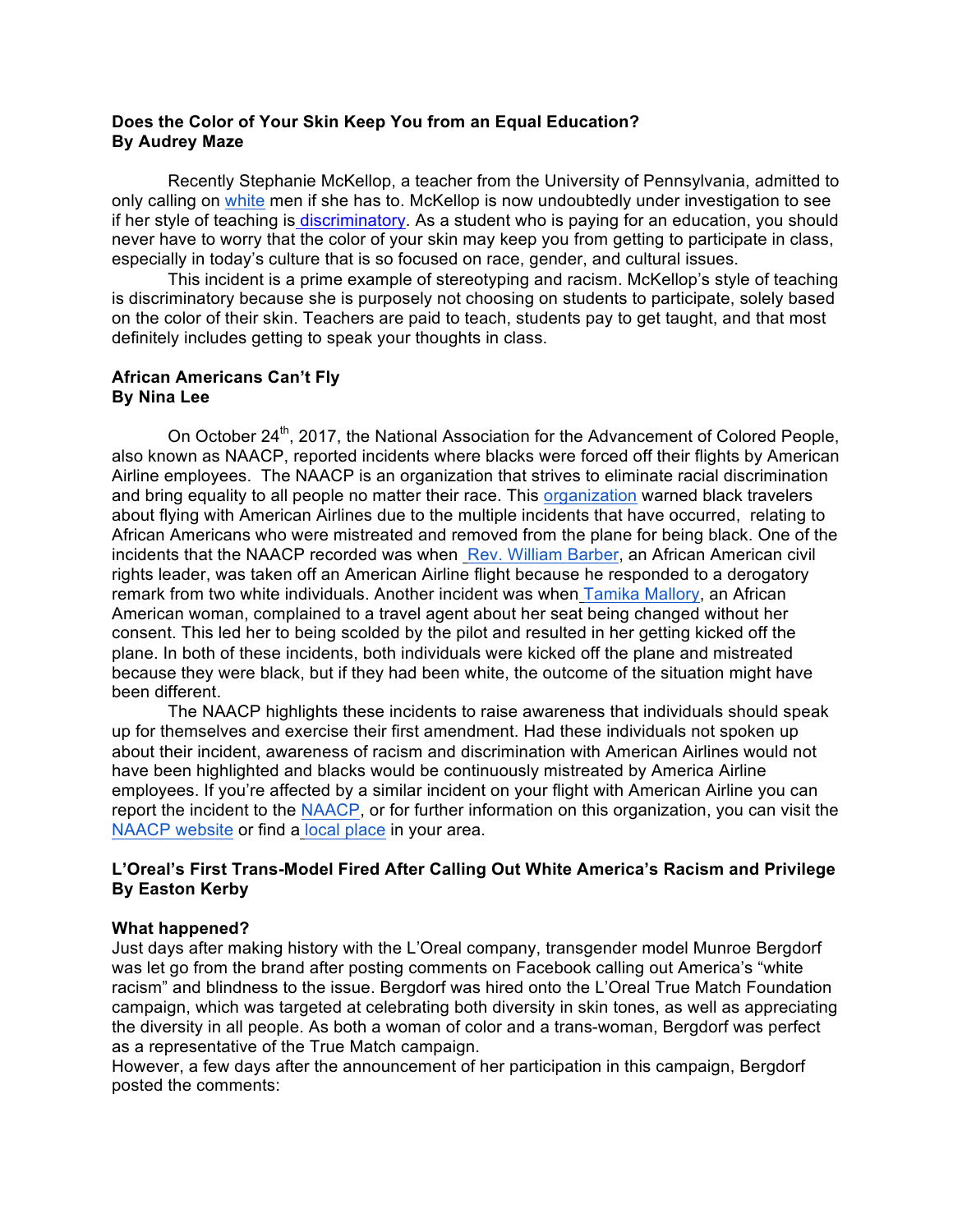**Does the Color of Your Skin Keep You from an Equal Education?**
**By Audrey Maze**

Recently Stephanie McKellop, a teacher from the University of Pennsylvania, admitted to only calling on white men if she has to. McKellop is now undoubtedly under investigation to see if her style of teaching is discriminatory. As a student who is paying for an education, you should never have to worry that the color of your skin may keep you from getting to participate in class, especially in today's culture that is so focused on race, gender, and cultural issues.

This incident is a prime example of stereotyping and racism. McKellop's style of teaching is discriminatory because she is purposely not choosing on students to participate, solely based on the color of their skin. Teachers are paid to teach, students pay to get taught, and that most definitely includes getting to speak your thoughts in class.

**African Americans Can't Fly**
**By Nina Lee**

On October 24th, 2017, the National Association for the Advancement of Colored People, also known as NAACP, reported incidents where blacks were forced off their flights by American Airline employees. The NAACP is an organization that strives to eliminate racial discrimination and bring equality to all people no matter their race. This organization warned black travelers about flying with American Airlines due to the multiple incidents that have occurred, relating to African Americans who were mistreated and removed from the plane for being black. One of the incidents that the NAACP recorded was when Rev. William Barber, an African American civil rights leader, was taken off an American Airline flight because he responded to a derogatory remark from two white individuals. Another incident was when Tamika Mallory, an African American woman, complained to a travel agent about her seat being changed without her consent. This led her to being scolded by the pilot and resulted in her getting kicked off the plane. In both of these incidents, both individuals were kicked off the plane and mistreated because they were black, but if they had been white, the outcome of the situation might have been different.

The NAACP highlights these incidents to raise awareness that individuals should speak up for themselves and exercise their first amendment. Had these individuals not spoken up about their incident, awareness of racism and discrimination with American Airlines would not have been highlighted and blacks would be continuously mistreated by America Airline employees. If you're affected by a similar incident on your flight with American Airline you can report the incident to the NAACP, or for further information on this organization, you can visit the NAACP website or find a local place in your area.

**L'Oreal's First Trans-Model Fired After Calling Out White America's Racism and Privilege**
**By Easton Kerby**

**What happened?**

Just days after making history with the L'Oreal company, transgender model Munroe Bergdorf was let go from the brand after posting comments on Facebook calling out America's "white racism" and blindness to the issue. Bergdorf was hired onto the L'Oreal True Match Foundation campaign, which was targeted at celebrating both diversity in skin tones, as well as appreciating the diversity in all people. As both a woman of color and a trans-woman, Bergdorf was perfect as a representative of the True Match campaign.

However, a few days after the announcement of her participation in this campaign, Bergdorf posted the comments: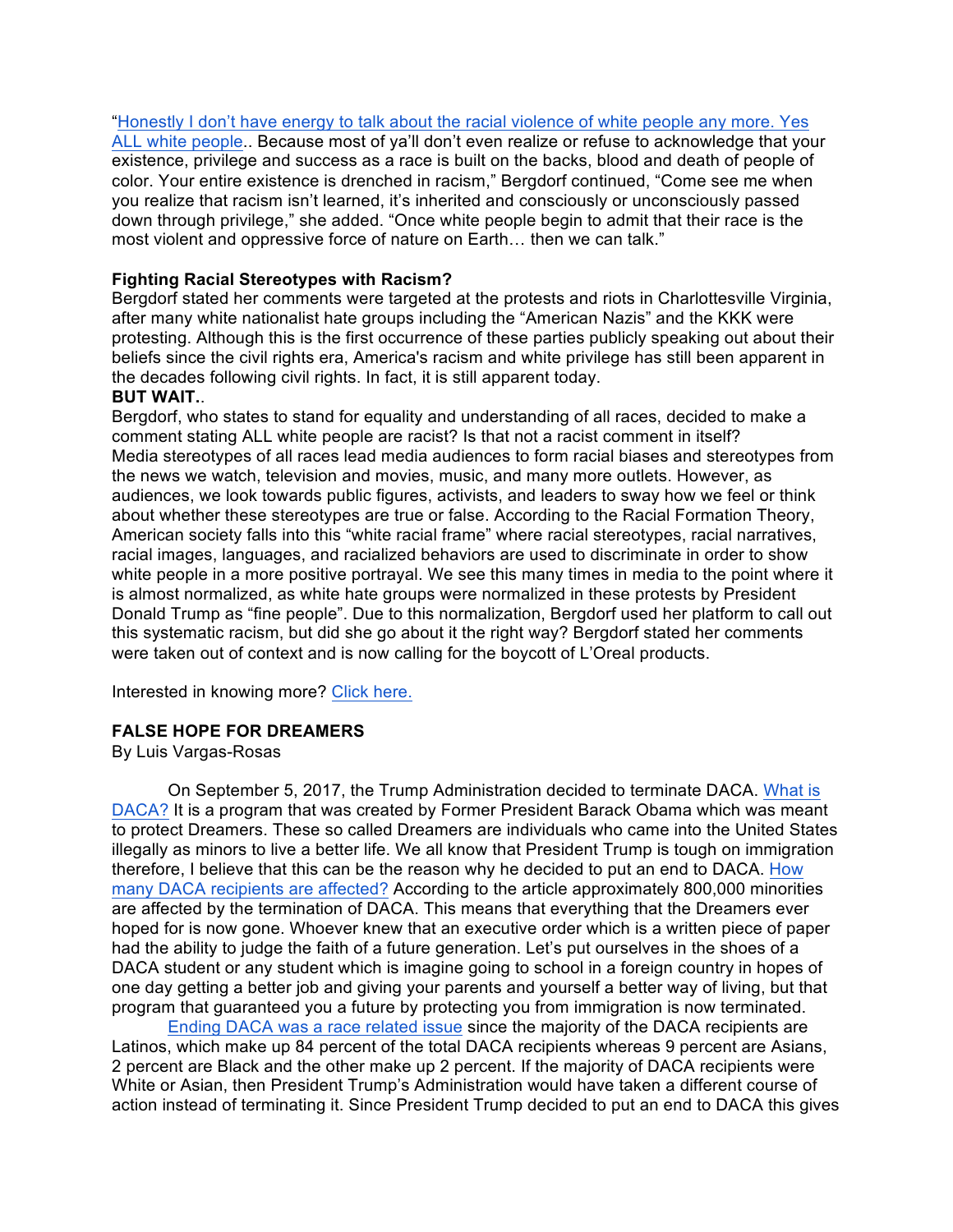"[Honestly I don't have energy to talk about the racial violence of white people any more. Yes ALL white people](). Because most of ya'll don't even realize or refuse to acknowledge that your existence, privilege and success as a race is built on the backs, blood and death of people of color. Your entire existence is drenched in racism," Bergdorf continued, "Come see me when you realize that racism isn't learned, it's inherited and consciously or unconsciously passed down through privilege," she added. "Once white people begin to admit that their race is the most violent and oppressive force of nature on Earth… then we can talk."

**Fighting Racial Stereotypes with Racism?**

Bergdorf stated her comments were targeted at the protests and riots in Charlottesville Virginia, after many white nationalist hate groups including the "American Nazis" and the KKK were protesting. Although this is the first occurrence of these parties publicly speaking out about their beliefs since the civil rights era, America's racism and white privilege has still been apparent in the decades following civil rights. In fact, it is still apparent today.

**BUT WAIT.**.

Bergdorf, who states to stand for equality and understanding of all races, decided to make a comment stating ALL white people are racist? Is that not a racist comment in itself? Media stereotypes of all races lead media audiences to form racial biases and stereotypes from the news we watch, television and movies, music, and many more outlets. However, as audiences, we look towards public figures, activists, and leaders to sway how we feel or think about whether these stereotypes are true or false. According to the Racial Formation Theory, American society falls into this "white racial frame" where racial stereotypes, racial narratives, racial images, languages, and racialized behaviors are used to discriminate in order to show white people in a more positive portrayal. We see this many times in media to the point where it is almost normalized, as white hate groups were normalized in these protests by President Donald Trump as "fine people". Due to this normalization, Bergdorf used her platform to call out this systematic racism, but did she go about it the right way? Bergdorf stated her comments were taken out of context and is now calling for the boycott of L'Oreal products.

Interested in knowing more? [Click here.]()

**FALSE HOPE FOR DREAMERS**

By Luis Vargas-Rosas

On September 5, 2017, the Trump Administration decided to terminate DACA. [What is DACA?]() It is a program that was created by Former President Barack Obama which was meant to protect Dreamers. These so called Dreamers are individuals who came into the United States illegally as minors to live a better life. We all know that President Trump is tough on immigration therefore, I believe that this can be the reason why he decided to put an end to DACA. [How many DACA recipients are affected?]() According to the article approximately 800,000 minorities are affected by the termination of DACA. This means that everything that the Dreamers ever hoped for is now gone. Whoever knew that an executive order which is a written piece of paper had the ability to judge the faith of a future generation. Let's put ourselves in the shoes of a DACA student or any student which is imagine going to school in a foreign country in hopes of one day getting a better job and giving your parents and yourself a better way of living, but that program that guaranteed you a future by protecting you from immigration is now terminated.

[Ending DACA was a race related issue]() since the majority of the DACA recipients are Latinos, which make up 84 percent of the total DACA recipients whereas 9 percent are Asians, 2 percent are Black and the other make up 2 percent. If the majority of DACA recipients were White or Asian, then President Trump's Administration would have taken a different course of action instead of terminating it. Since President Trump decided to put an end to DACA this gives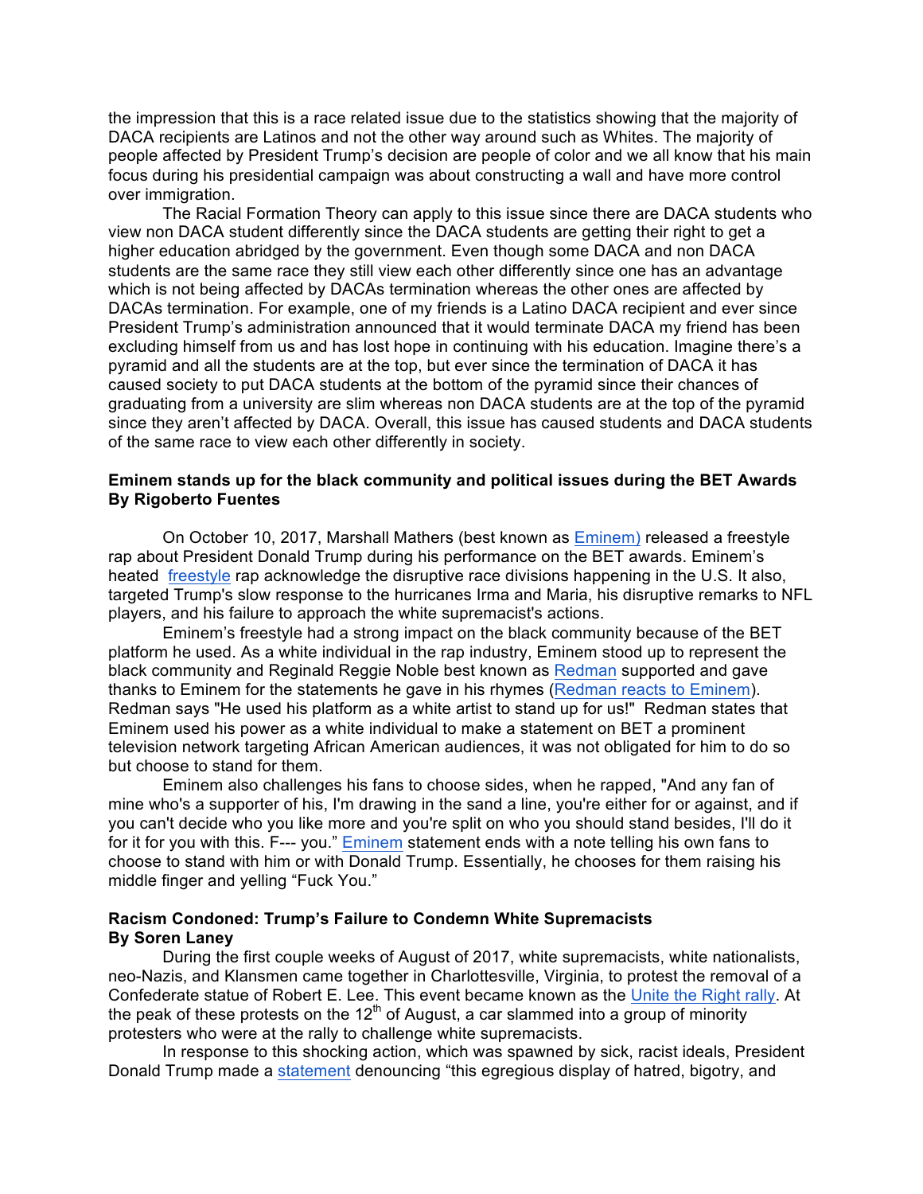the impression that this is a race related issue due to the statistics showing that the majority of DACA recipients are Latinos and not the other way around such as Whites. The majority of people affected by President Trump's decision are people of color and we all know that his main focus during his presidential campaign was about constructing a wall and have more control over immigration.

The Racial Formation Theory can apply to this issue since there are DACA students who view non DACA student differently since the DACA students are getting their right to get a higher education abridged by the government. Even though some DACA and non DACA students are the same race they still view each other differently since one has an advantage which is not being affected by DACAs termination whereas the other ones are affected by DACAs termination. For example, one of my friends is a Latino DACA recipient and ever since President Trump's administration announced that it would terminate DACA my friend has been excluding himself from us and has lost hope in continuing with his education. Imagine there's a pyramid and all the students are at the top, but ever since the termination of DACA it has caused society to put DACA students at the bottom of the pyramid since their chances of graduating from a university are slim whereas non DACA students are at the top of the pyramid since they aren't affected by DACA. Overall, this issue has caused students and DACA students of the same race to view each other differently in society.

**Eminem stands up for the black community and political issues during the BET Awards**
**By Rigoberto Fuentes**

On October 10, 2017, Marshall Mathers (best known as Eminem) released a freestyle rap about President Donald Trump during his performance on the BET awards. Eminem's heated freestyle rap acknowledge the disruptive race divisions happening in the U.S. It also, targeted Trump's slow response to the hurricanes Irma and Maria, his disruptive remarks to NFL players, and his failure to approach the white supremacist's actions.

Eminem's freestyle had a strong impact on the black community because of the BET platform he used. As a white individual in the rap industry, Eminem stood up to represent the black community and Reginald Reggie Noble best known as Redman supported and gave thanks to Eminem for the statements he gave in his rhymes (Redman reacts to Eminem). Redman says "He used his platform as a white artist to stand up for us!" Redman states that Eminem used his power as a white individual to make a statement on BET a prominent television network targeting African American audiences, it was not obligated for him to do so but choose to stand for them.

Eminem also challenges his fans to choose sides, when he rapped, "And any fan of mine who's a supporter of his, I'm drawing in the sand a line, you're either for or against, and if you can't decide who you like more and you're split on who you should stand besides, I'll do it for it for you with this. F--- you." Eminem statement ends with a note telling his own fans to choose to stand with him or with Donald Trump. Essentially, he chooses for them raising his middle finger and yelling "Fuck You."

**Racism Condoned: Trump's Failure to Condemn White Supremacists**
**By Soren Laney**

During the first couple weeks of August of 2017, white supremacists, white nationalists, neo-Nazis, and Klansmen came together in Charlottesville, Virginia, to protest the removal of a Confederate statue of Robert E. Lee. This event became known as the Unite the Right rally. At the peak of these protests on the 12th of August, a car slammed into a group of minority protesters who were at the rally to challenge white supremacists.

In response to this shocking action, which was spawned by sick, racist ideals, President Donald Trump made a statement denouncing "this egregious display of hatred, bigotry, and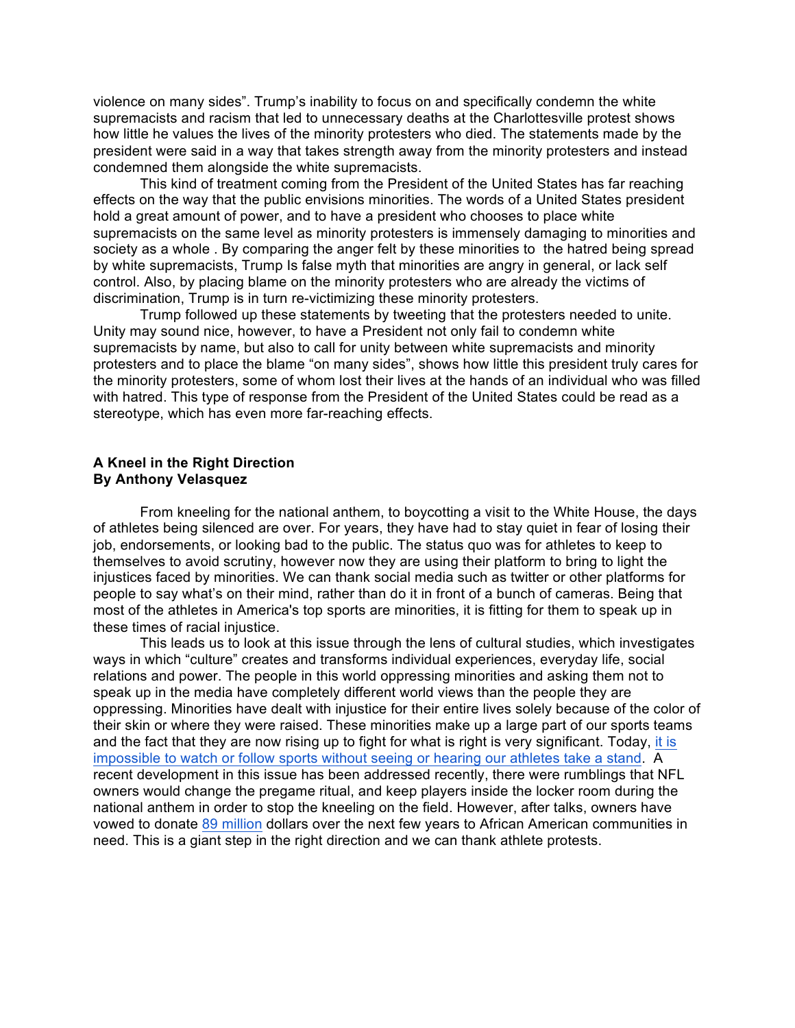violence on many sides". Trump's inability to focus on and specifically condemn the white supremacists and racism that led to unnecessary deaths at the Charlottesville protest shows how little he values the lives of the minority protesters who died. The statements made by the president were said in a way that takes strength away from the minority protesters and instead condemned them alongside the white supremacists.

This kind of treatment coming from the President of the United States has far reaching effects on the way that the public envisions minorities. The words of a United States president hold a great amount of power, and to have a president who chooses to place white supremacists on the same level as minority protesters is immensely damaging to minorities and society as a whole . By comparing the anger felt by these minorities to the hatred being spread by white supremacists, Trump Is false myth that minorities are angry in general, or lack self control. Also, by placing blame on the minority protesters who are already the victims of discrimination, Trump is in turn re-victimizing these minority protesters.

Trump followed up these statements by tweeting that the protesters needed to unite. Unity may sound nice, however, to have a President not only fail to condemn white supremacists by name, but also to call for unity between white supremacists and minority protesters and to place the blame "on many sides", shows how little this president truly cares for the minority protesters, some of whom lost their lives at the hands of an individual who was filled with hatred. This type of response from the President of the United States could be read as a stereotype, which has even more far-reaching effects.

**A Kneel in the Right Direction**
**By Anthony Velasquez**

From kneeling for the national anthem, to boycotting a visit to the White House, the days of athletes being silenced are over. For years, they have had to stay quiet in fear of losing their job, endorsements, or looking bad to the public. The status quo was for athletes to keep to themselves to avoid scrutiny, however now they are using their platform to bring to light the injustices faced by minorities. We can thank social media such as twitter or other platforms for people to say what's on their mind, rather than do it in front of a bunch of cameras. Being that most of the athletes in America's top sports are minorities, it is fitting for them to speak up in these times of racial injustice.

This leads us to look at this issue through the lens of cultural studies, which investigates ways in which "culture" creates and transforms individual experiences, everyday life, social relations and power. The people in this world oppressing minorities and asking them not to speak up in the media have completely different world views than the people they are oppressing. Minorities have dealt with injustice for their entire lives solely because of the color of their skin or where they were raised. These minorities make up a large part of our sports teams and the fact that they are now rising up to fight for what is right is very significant. Today, it is impossible to watch or follow sports without seeing or hearing our athletes take a stand. A recent development in this issue has been addressed recently, there were rumblings that NFL owners would change the pregame ritual, and keep players inside the locker room during the national anthem in order to stop the kneeling on the field. However, after talks, owners have vowed to donate 89 million dollars over the next few years to African American communities in need. This is a giant step in the right direction and we can thank athlete protests.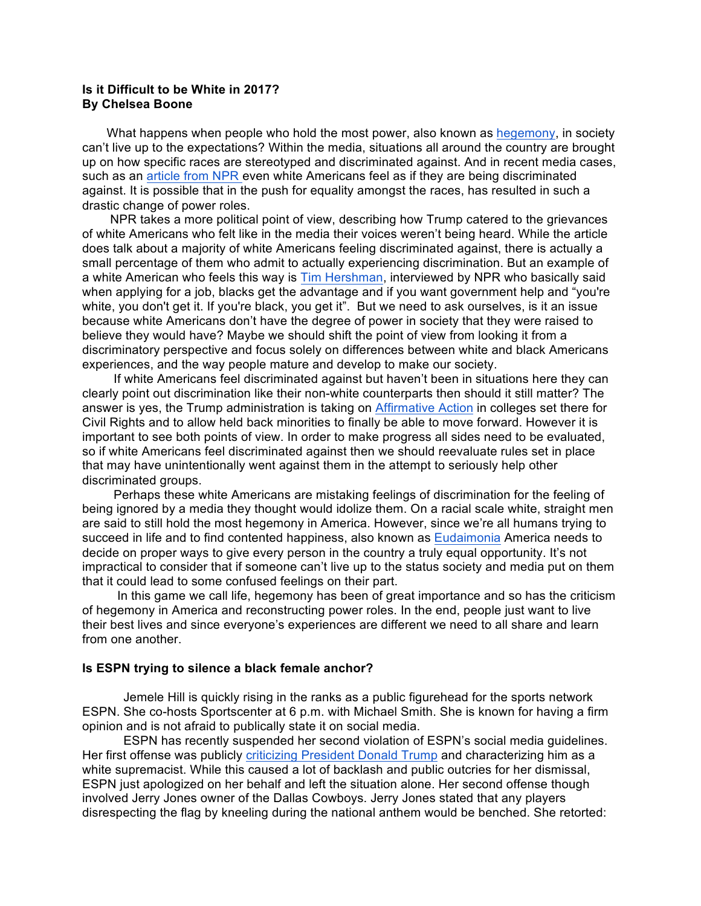**Is it Difficult to be White in 2017?**
**By Chelsea Boone**

What happens when people who hold the most power, also known as hegemony, in society can't live up to the expectations? Within the media, situations all around the country are brought up on how specific races are stereotyped and discriminated against. And in recent media cases, such as an article from NPR even white Americans feel as if they are being discriminated against. It is possible that in the push for equality amongst the races, has resulted in such a drastic change of power roles.

NPR takes a more political point of view, describing how Trump catered to the grievances of white Americans who felt like in the media their voices weren't being heard. While the article does talk about a majority of white Americans feeling discriminated against, there is actually a small percentage of them who admit to actually experiencing discrimination. But an example of a white American who feels this way is Tim Hershman, interviewed by NPR who basically said when applying for a job, blacks get the advantage and if you want government help and "you're white, you don't get it. If you're black, you get it". But we need to ask ourselves, is it an issue because white Americans don't have the degree of power in society that they were raised to believe they would have? Maybe we should shift the point of view from looking it from a discriminatory perspective and focus solely on differences between white and black Americans experiences, and the way people mature and develop to make our society.

If white Americans feel discriminated against but haven't been in situations here they can clearly point out discrimination like their non-white counterparts then should it still matter? The answer is yes, the Trump administration is taking on Affirmative Action in colleges set there for Civil Rights and to allow held back minorities to finally be able to move forward. However it is important to see both points of view. In order to make progress all sides need to be evaluated, so if white Americans feel discriminated against then we should reevaluate rules set in place that may have unintentionally went against them in the attempt to seriously help other discriminated groups.

Perhaps these white Americans are mistaking feelings of discrimination for the feeling of being ignored by a media they thought would idolize them. On a racial scale white, straight men are said to still hold the most hegemony in America. However, since we're all humans trying to succeed in life and to find contented happiness, also known as Eudaimonia America needs to decide on proper ways to give every person in the country a truly equal opportunity. It's not impractical to consider that if someone can't live up to the status society and media put on them that it could lead to some confused feelings on their part.

In this game we call life, hegemony has been of great importance and so has the criticism of hegemony in America and reconstructing power roles. In the end, people just want to live their best lives and since everyone's experiences are different we need to all share and learn from one another.

**Is ESPN trying to silence a black female anchor?**

Jemele Hill is quickly rising in the ranks as a public figurehead for the sports network ESPN. She co-hosts Sportscenter at 6 p.m. with Michael Smith. She is known for having a firm opinion and is not afraid to publically state it on social media.

ESPN has recently suspended her second violation of ESPN's social media guidelines. Her first offense was publicly criticizing President Donald Trump and characterizing him as a white supremacist. While this caused a lot of backlash and public outcries for her dismissal, ESPN just apologized on her behalf and left the situation alone. Her second offense though involved Jerry Jones owner of the Dallas Cowboys. Jerry Jones stated that any players disrespecting the flag by kneeling during the national anthem would be benched. She retorted: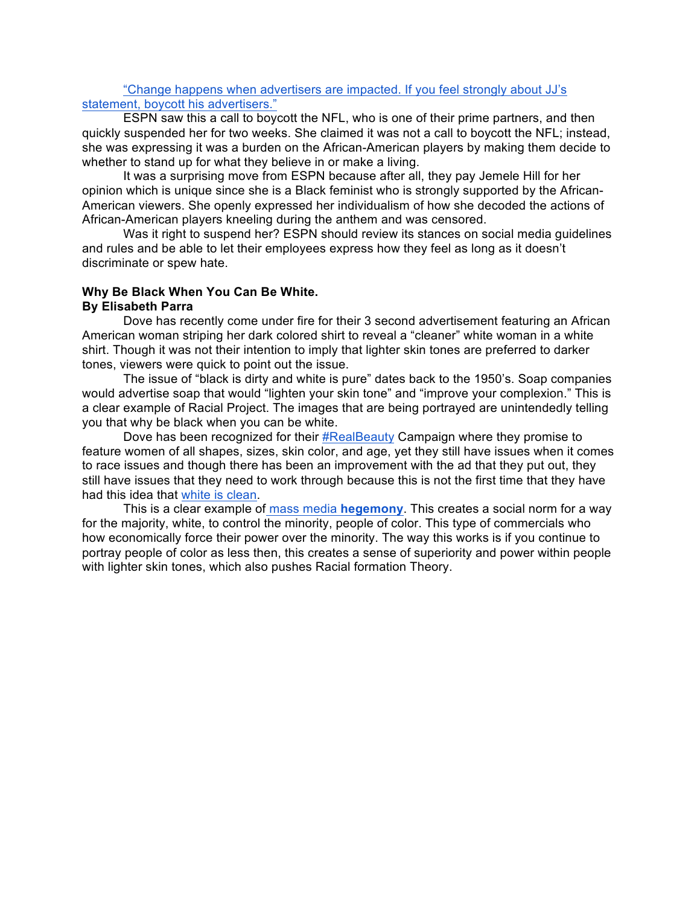"Change happens when advertisers are impacted. If you feel strongly about JJ's statement, boycott his advertisers."

ESPN saw this a call to boycott the NFL, who is one of their prime partners, and then quickly suspended her for two weeks. She claimed it was not a call to boycott the NFL; instead, she was expressing it was a burden on the African-American players by making them decide to whether to stand up for what they believe in or make a living.

It was a surprising move from ESPN because after all, they pay Jemele Hill for her opinion which is unique since she is a Black feminist who is strongly supported by the African-American viewers. She openly expressed her individualism of how she decoded the actions of African-American players kneeling during the anthem and was censored.

Was it right to suspend her? ESPN should review its stances on social media guidelines and rules and be able to let their employees express how they feel as long as it doesn't discriminate or spew hate.

**Why Be Black When You Can Be White.**
**By Elisabeth Parra**

Dove has recently come under fire for their 3 second advertisement featuring an African American woman striping her dark colored shirt to reveal a "cleaner" white woman in a white shirt. Though it was not their intention to imply that lighter skin tones are preferred to darker tones, viewers were quick to point out the issue.

The issue of "black is dirty and white is pure" dates back to the 1950's. Soap companies would advertise soap that would "lighten your skin tone" and "improve your complexion." This is a clear example of Racial Project. The images that are being portrayed are unintendedly telling you that why be black when you can be white.

Dove has been recognized for their #RealBeauty Campaign where they promise to feature women of all shapes, sizes, skin color, and age, yet they still have issues when it comes to race issues and though there has been an improvement with the ad that they put out, they still have issues that they need to work through because this is not the first time that they have had this idea that white is clean.

This is a clear example of mass media **hegemony**. This creates a social norm for a way for the majority, white, to control the minority, people of color. This type of commercials who how economically force their power over the minority. The way this works is if you continue to portray people of color as less then, this creates a sense of superiority and power within people with lighter skin tones, which also pushes Racial formation Theory.